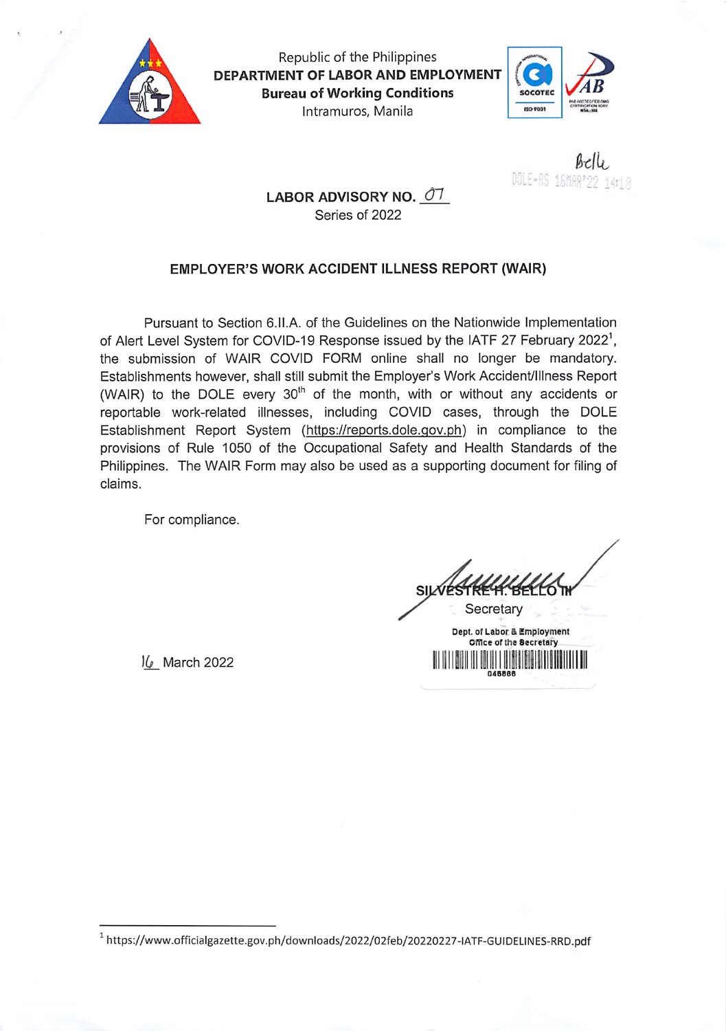Republic of the Philippines
**DEPARTMENT OF LABOR AND EMPLOYMENT**
**Bureau of Working Conditions**
Intramuros, Manila

Bello
DOLE-AS 16MAR'22 14:18

**LABOR ADVISORY NO. 07**
Series of 2022

## EMPLOYER'S WORK ACCIDENT ILLNESS REPORT (WAIR)

Pursuant to Section 6.II.A. of the Guidelines on the Nationwide Implementation of Alert Level System for COVID-19 Response issued by the IATF 27 February 2022[1], the submission of WAIR COVID FORM online shall no longer be mandatory. Establishments however, shall still submit the Employer's Work Accident/Illness Report (WAIR) to the DOLE every 30th of the month, with or without any accidents or reportable work-related illnesses, including COVID cases, through the DOLE Establishment Report System (https://reports.dole.gov.ph) in compliance to the provisions of Rule 1050 of the Occupational Safety and Health Standards of the Philippines. The WAIR Form may also be used as a supporting document for filing of claims.

For compliance.

**SILVESTRE H. BELLO III**
Secretary

Dept. of Labor & Employment
Office of the Secretary
048888

16 March 2022

---

[1] https://www.officialgazette.gov.ph/downloads/2022/02feb/20220227-IATF-GUIDELINES-RRD.pdf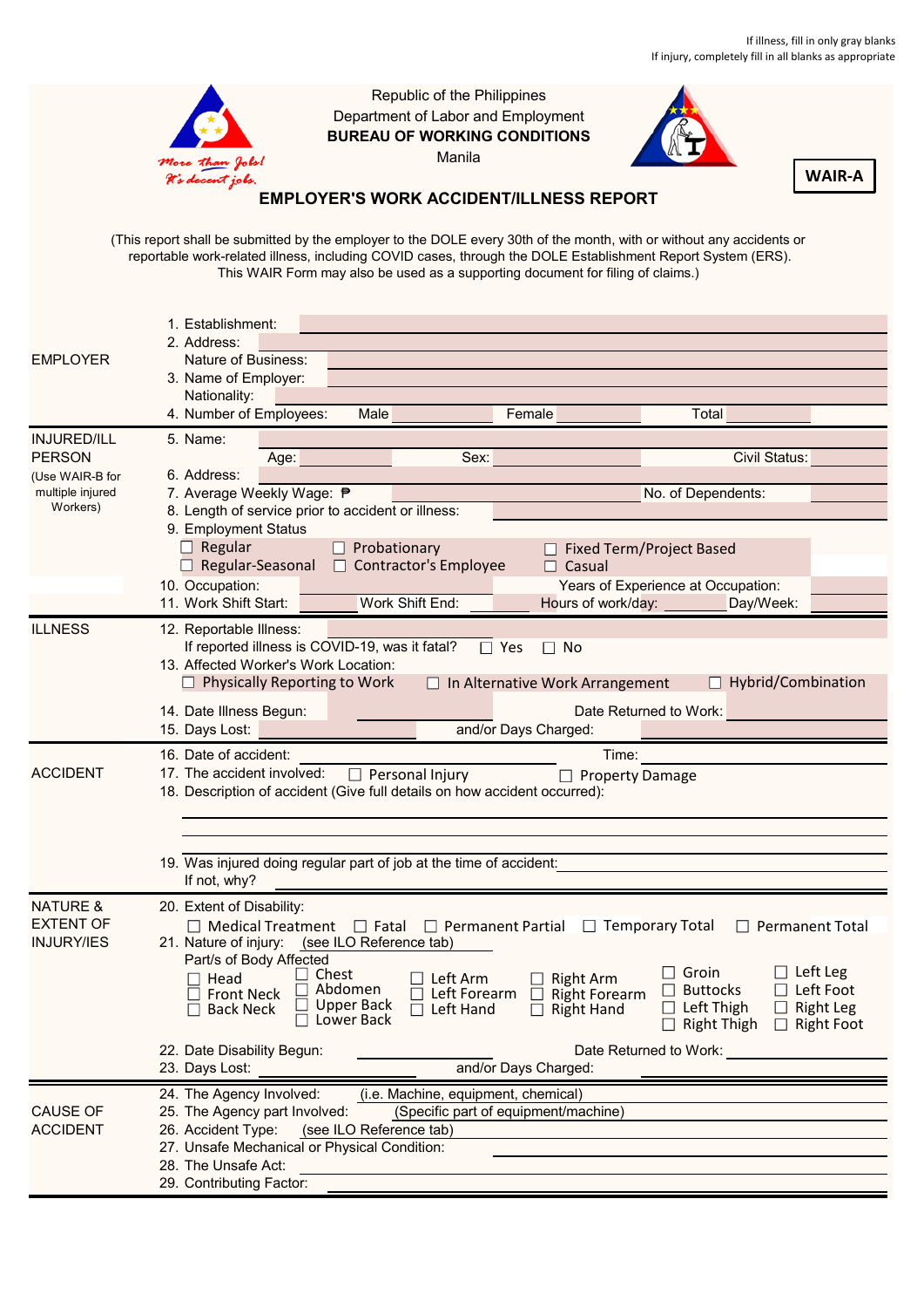If illness, fill in only gray blanks
If injury, completely fill in all blanks as appropriate

Republic of the Philippines
Department of Labor and Employment
**BUREAU OF WORKING CONDITIONS**
Manila

*More than Jobs! It's decent jobs.*

**WAIR-A**

# EMPLOYER'S WORK ACCIDENT/ILLNESS REPORT

(This report shall be submitted by the employer to the DOLE every 30th of the month, with or without any accidents or reportable work-related illness, including COVID cases, through the DOLE Establishment Report System (ERS). This WAIR Form may also be used as a supporting document for filing of claims.)

## EMPLOYER

1. Establishment: ____________
2. Address: ____________
   Nature of Business: ____________
3. Name of Employer: ____________
   Nationality: ____________
4. Number of Employees: Male ______ Female ______ Total ______

## INJURED/ILL PERSON

(Use WAIR-B for multiple injured Workers)

5. Name: ____________
   Age: ______ Sex: ______ Civil Status: ______
6. Address: ____________
7. Average Weekly Wage: ₱ ______ No. of Dependents: ______
8. Length of service prior to accident or illness: ______
9. Employment Status
   - ☐ Regular
   - ☐ Probationary
   - ☐ Fixed Term/Project Based
   - ☐ Regular-Seasonal
   - ☐ Contractor's Employee
   - ☐ Casual
10. Occupation: ______ Years of Experience at Occupation: ______
11. Work Shift Start: ______ Work Shift End: ______ Hours of work/day: ______ Day/Week: ______

## ILLNESS

12. Reportable Illness: ______
    If reported illness is COVID-19, was it fatal? ☐ Yes ☐ No
13. Affected Worker's Work Location:
    - ☐ Physically Reporting to Work
    - ☐ In Alternative Work Arrangement
    - ☐ Hybrid/Combination
14. Date Illness Begun: ______ Date Returned to Work: ______
15. Days Lost: ______ and/or Days Charged: ______

## ACCIDENT

16. Date of accident: ______ Time: ______
17. The accident involved: ☐ Personal Injury ☐ Property Damage
18. Description of accident (Give full details on how accident occurred):
    ______
    ______
    ______
19. Was injured doing regular part of job at the time of accident: ______
    If not, why? ______

## NATURE & EXTENT OF INJURY/IES

20. Extent of Disability:
    - ☐ Medical Treatment
    - ☐ Fatal
    - ☐ Permanent Partial
    - ☐ Temporary Total
    - ☐ Permanent Total
21. Nature of injury: (see ILO Reference tab)
    Part/s of Body Affected
    - ☐ Head
    - ☐ Front Neck
    - ☐ Back Neck
    - ☐ Chest
    - ☐ Abdomen
    - ☐ Upper Back
    - ☐ Lower Back
    - ☐ Left Arm
    - ☐ Left Forearm
    - ☐ Left Hand
    - ☐ Right Arm
    - ☐ Right Forearm
    - ☐ Right Hand
    - ☐ Groin
    - ☐ Buttocks
    - ☐ Left Thigh
    - ☐ Right Thigh
    - ☐ Left Leg
    - ☐ Left Foot
    - ☐ Right Leg
    - ☐ Right Foot
22. Date Disability Begun: ______ Date Returned to Work: ______
23. Days Lost: ______ and/or Days Charged: ______

## CAUSE OF ACCIDENT

24. The Agency Involved: (i.e. Machine, equipment, chemical)
25. The Agency part Involved: (Specific part of equipment/machine)
26. Accident Type: (see ILO Reference tab)
27. Unsafe Mechanical or Physical Condition: ______
28. The Unsafe Act: ______
29. Contributing Factor: ______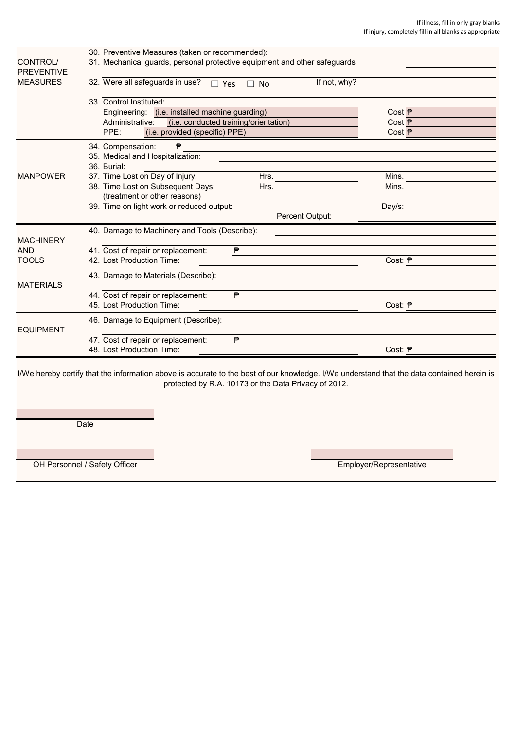If illness, fill in only gray blanks
If injury, completely fill in all blanks as appropriate

| | |
|---|---|
| CONTROL/ PREVENTIVE MEASURES | 30. Preventive Measures (taken or recommended): ______ |
| | 31. Mechanical guards, personal protective equipment and other safeguards ______ |
| | 32. Were all safeguards in use? ☐ Yes ☐ No If not, why? ______ |
| | 33. Control Instituted: |
| | Engineering: (i.e. installed machine guarding) Cost ₱ ______ |
| | Administrative: (i.e. conducted training/orientation) Cost ₱ ______ |
| | PPE: (i.e. provided (specific) PPE) Cost ₱ ______ |
| MANPOWER | 34. Compensation: ₱ ______ |
| | 35. Medical and Hospitalization: ______ |
| | 36. Burial: ______ |
| | 37. Time Lost on Day of Injury: Hrs. ______ Mins. ______ |
| | 38. Time Lost on Subsequent Days: (treatment or other reasons) Hrs. ______ Mins. ______ |
| | 39. Time on light work or reduced output: ______ Day/s: ______ Percent Output: ______ |
| MACHINERY AND TOOLS | 40. Damage to Machinery and Tools (Describe): ______ |
| | 41. Cost of repair or replacement: ₱ ______ |
| | 42. Lost Production Time: ______ Cost: ₱ ______ |
| MATERIALS | 43. Damage to Materials (Describe): ______ |
| | 44. Cost of repair or replacement: ₱ ______ |
| | 45. Lost Production Time: ______ Cost: ₱ ______ |
| EQUIPMENT | 46. Damage to Equipment (Describe): ______ |
| | 47. Cost of repair or replacement: ₱ ______ |
| | 48. Lost Production Time: ______ Cost: ₱ ______ |

I/We hereby certify that the information above is accurate to the best of our knowledge. I/We understand that the data contained herein is protected by R.A. 10173 or the Data Privacy of 2012.

______
Date

______
OH Personnel / Safety Officer

______
Employer/Representative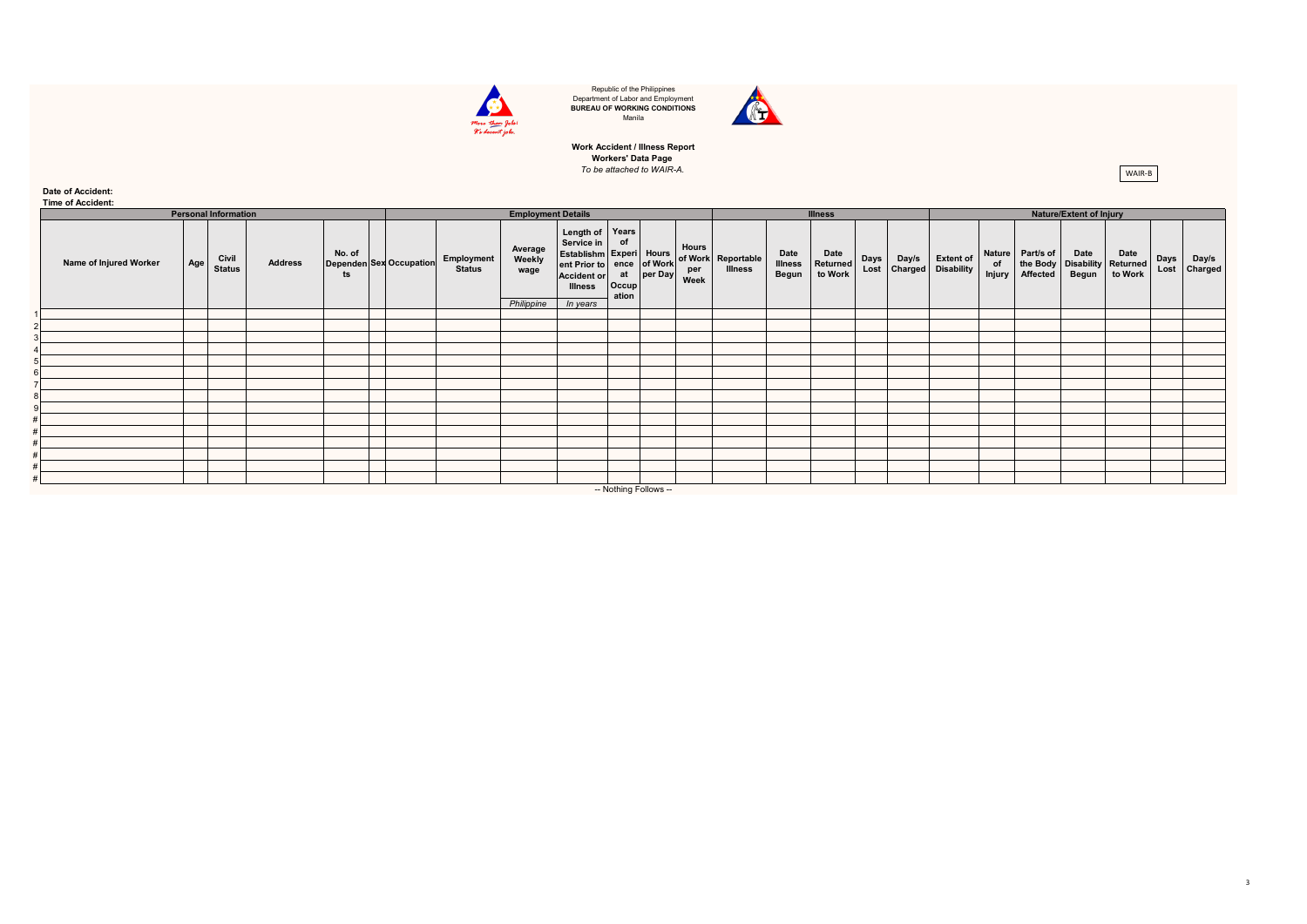Republic of the Philippines
Department of Labor and Employment
**BUREAU OF WORKING CONDITIONS**
Manila

**Work Accident / Illness Report**
**Workers' Data Page**
*To be attached to WAIR-A.*

WAIR-B

**Date of Accident:**
**Time of Accident:**

| | Personal Information | | | | | | | Employment Details | | | | | | | Illness | | | | | Nature/Extent of Injury | | | | | | | |
|---|---|---|---|---|---|---|---|---|---|---|---|---|---|---|---|---|---|---|---|---|---|---|---|---|---|---|---|
| | Name of Injured Worker | Age | Civil Status | Address | No. of Dependents | Sex | Occupation | Employment Status | Average Weekly wage *Philippine* | Length of Service in Establishment Prior to Accident or Illness *In years* | Years of Experience at Occupation | Hours of Work per Day | Hours of Work per Week | Reportable Illness | Date Illness Begun | Date Returned to Work | Days Lost | Day/s Charged | Extent of Disability | Nature of Injury | Part/s of the Body Affected | Date Disability Begun | Date Returned to Work | Days Lost | Day/s Charged |
| 1 | | | | | | | | | | | | | | | | | | | | | | | | | |
| 2 | | | | | | | | | | | | | | | | | | | | | | | | | |
| 3 | | | | | | | | | | | | | | | | | | | | | | | | | |
| 4 | | | | | | | | | | | | | | | | | | | | | | | | | |
| 5 | | | | | | | | | | | | | | | | | | | | | | | | | |
| 6 | | | | | | | | | | | | | | | | | | | | | | | | | |
| 7 | | | | | | | | | | | | | | | | | | | | | | | | | |
| 8 | | | | | | | | | | | | | | | | | | | | | | | | | |
| 9 | | | | | | | | | | | | | | | | | | | | | | | | | |
| # | | | | | | | | | | | | | | | | | | | | | | | | | |
| # | | | | | | | | | | | | | | | | | | | | | | | | | |
| # | | | | | | | | | | | | | | | | | | | | | | | | | |
| # | | | | | | | | | | | | | | | | | | | | | | | | | |
| # | | | | | | | | | | | | | | | | | | | | | | | | | |
| # | | | | | | | | | | | | | | | | | | | | | | | | | |

-- Nothing Follows --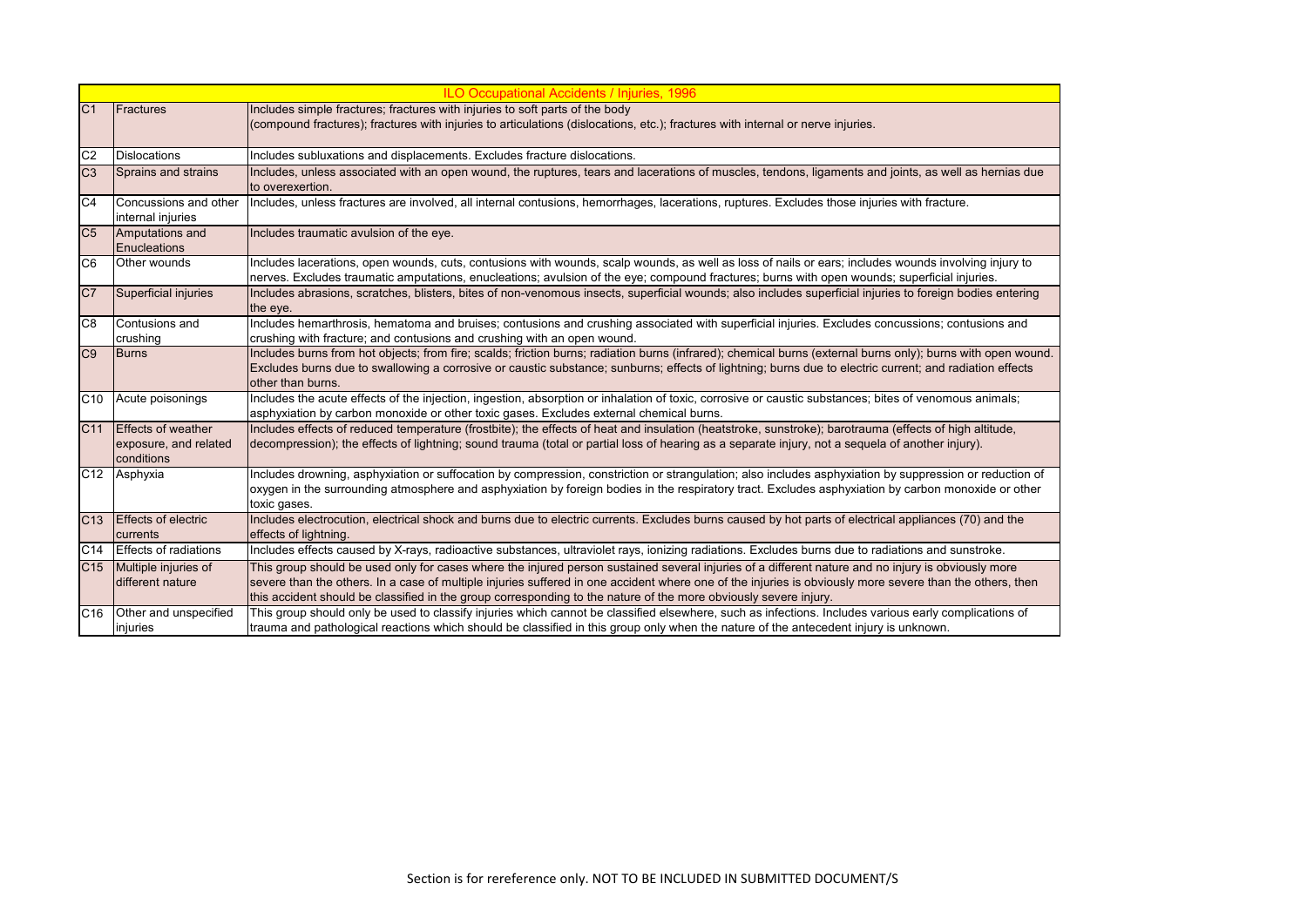| ILO Occupational Accidents / Injuries, 1996 | | |
|---|---|---|
| C1 | Fractures | Includes simple fractures; fractures with injuries to soft parts of the body (compound fractures); fractures with injuries to articulations (dislocations, etc.); fractures with internal or nerve injuries. |
| C2 | Dislocations | Includes subluxations and displacements. Excludes fracture dislocations. |
| C3 | Sprains and strains | Includes, unless associated with an open wound, the ruptures, tears and lacerations of muscles, tendons, ligaments and joints, as well as hernias due to overexertion. |
| C4 | Concussions and other internal injuries | Includes, unless fractures are involved, all internal contusions, hemorrhages, lacerations, ruptures. Excludes those injuries with fracture. |
| C5 | Amputations and Enucleations | Includes traumatic avulsion of the eye. |
| C6 | Other wounds | Includes lacerations, open wounds, cuts, contusions with wounds, scalp wounds, as well as loss of nails or ears; includes wounds involving injury to nerves. Excludes traumatic amputations, enucleations; avulsion of the eye; compound fractures; burns with open wounds; superficial injuries. |
| C7 | Superficial injuries | Includes abrasions, scratches, blisters, bites of non-venomous insects, superficial wounds; also includes superficial injuries to foreign bodies entering the eye. |
| C8 | Contusions and crushing | Includes hemarthrosis, hematoma and bruises; contusions and crushing associated with superficial injuries. Excludes concussions; contusions and crushing with fracture; and contusions and crushing with an open wound. |
| C9 | Burns | Includes burns from hot objects; from fire; scalds; friction burns; radiation burns (infrared); chemical burns (external burns only); burns with open wound. Excludes burns due to swallowing a corrosive or caustic substance; sunburns; effects of lightning; burns due to electric current; and radiation effects other than burns. |
| C10 | Acute poisonings | Includes the acute effects of the injection, ingestion, absorption or inhalation of toxic, corrosive or caustic substances; bites of venomous animals; asphyxiation by carbon monoxide or other toxic gases. Excludes external chemical burns. |
| C11 | Effects of weather exposure, and related conditions | Includes effects of reduced temperature (frostbite); the effects of heat and insulation (heatstroke, sunstroke); barotrauma (effects of high altitude, decompression); the effects of lightning; sound trauma (total or partial loss of hearing as a separate injury, not a sequela of another injury). |
| C12 | Asphyxia | Includes drowning, asphyxiation or suffocation by compression, constriction or strangulation; also includes asphyxiation by suppression or reduction of oxygen in the surrounding atmosphere and asphyxiation by foreign bodies in the respiratory tract. Excludes asphyxiation by carbon monoxide or other toxic gases. |
| C13 | Effects of electric currents | Includes electrocution, electrical shock and burns due to electric currents. Excludes burns caused by hot parts of electrical appliances (70) and the effects of lightning. |
| C14 | Effects of radiations | Includes effects caused by X-rays, radioactive substances, ultraviolet rays, ionizing radiations. Excludes burns due to radiations and sunstroke. |
| C15 | Multiple injuries of different nature | This group should be used only for cases where the injured person sustained several injuries of a different nature and no injury is obviously more severe than the others. In a case of multiple injuries suffered in one accident where one of the injuries is obviously more severe than the others, then this accident should be classified in the group corresponding to the nature of the more obviously severe injury. |
| C16 | Other and unspecified injuries | This group should only be used to classify injuries which cannot be classified elsewhere, such as infections. Includes various early complications of trauma and pathological reactions which should be classified in this group only when the nature of the antecedent injury is unknown. |

Section is for rereference only. NOT TO BE INCLUDED IN SUBMITTED DOCUMENT/S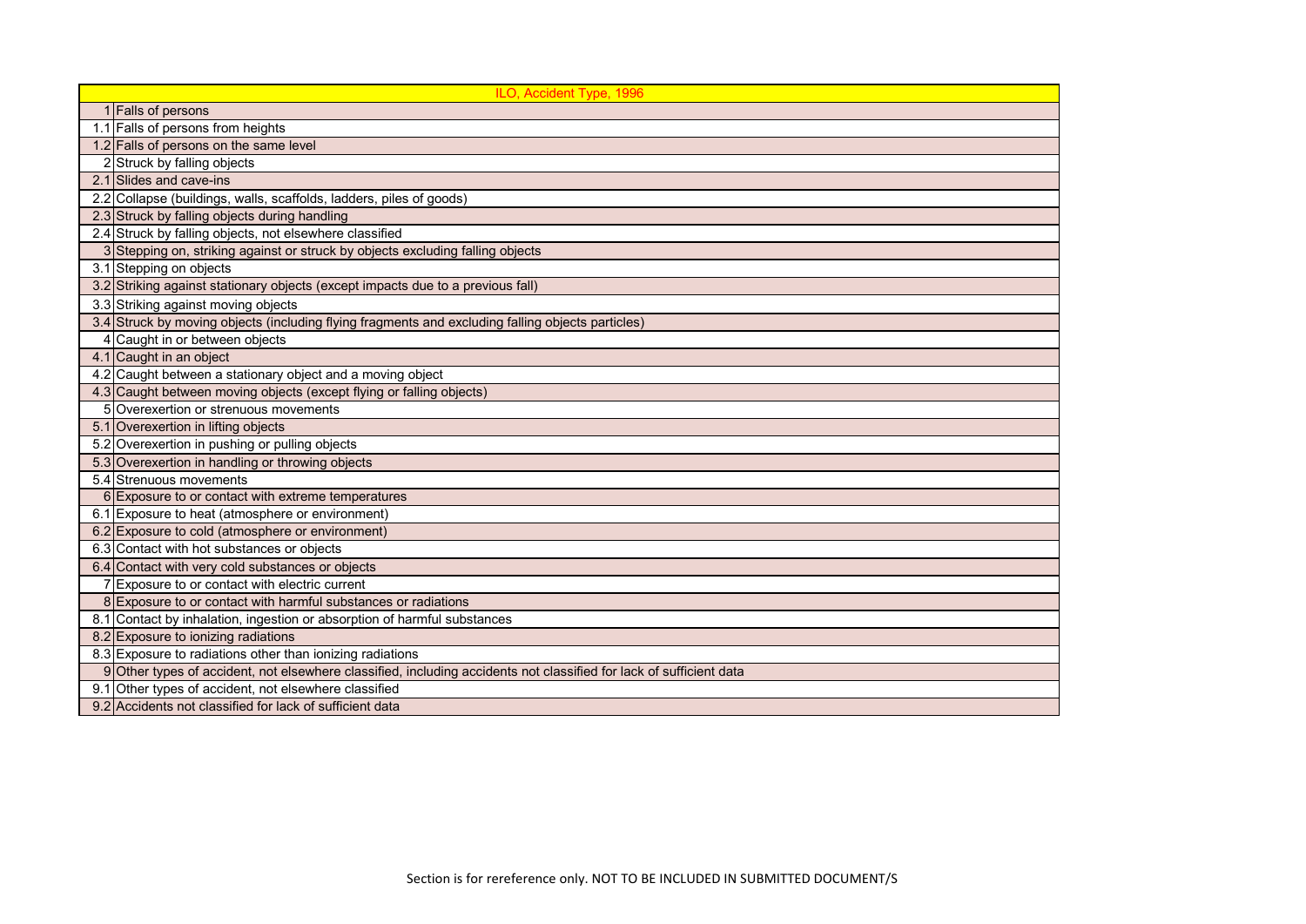| ILO, Accident Type, 1996 | |
|---|---|
| 1 | Falls of persons |
| 1.1 | Falls of persons from heights |
| 1.2 | Falls of persons on the same level |
| 2 | Struck by falling objects |
| 2.1 | Slides and cave-ins |
| 2.2 | Collapse (buildings, walls, scaffolds, ladders, piles of goods) |
| 2.3 | Struck by falling objects during handling |
| 2.4 | Struck by falling objects, not elsewhere classified |
| 3 | Stepping on, striking against or struck by objects excluding falling objects |
| 3.1 | Stepping on objects |
| 3.2 | Striking against stationary objects (except impacts due to a previous fall) |
| 3.3 | Striking against moving objects |
| 3.4 | Struck by moving objects (including flying fragments and excluding falling objects particles) |
| 4 | Caught in or between objects |
| 4.1 | Caught in an object |
| 4.2 | Caught between a stationary object and a moving object |
| 4.3 | Caught between moving objects (except flying or falling objects) |
| 5 | Overexertion or strenuous movements |
| 5.1 | Overexertion in lifting objects |
| 5.2 | Overexertion in pushing or pulling objects |
| 5.3 | Overexertion in handling or throwing objects |
| 5.4 | Strenuous movements |
| 6 | Exposure to or contact with extreme temperatures |
| 6.1 | Exposure to heat (atmosphere or environment) |
| 6.2 | Exposure to cold (atmosphere or environment) |
| 6.3 | Contact with hot substances or objects |
| 6.4 | Contact with very cold substances or objects |
| 7 | Exposure to or contact with electric current |
| 8 | Exposure to or contact with harmful substances or radiations |
| 8.1 | Contact by inhalation, ingestion or absorption of harmful substances |
| 8.2 | Exposure to ionizing radiations |
| 8.3 | Exposure to radiations other than ionizing radiations |
| 9 | Other types of accident, not elsewhere classified, including accidents not classified for lack of sufficient data |
| 9.1 | Other types of accident, not elsewhere classified |
| 9.2 | Accidents not classified for lack of sufficient data |

Section is for rereference only. NOT TO BE INCLUDED IN SUBMITTED DOCUMENT/S